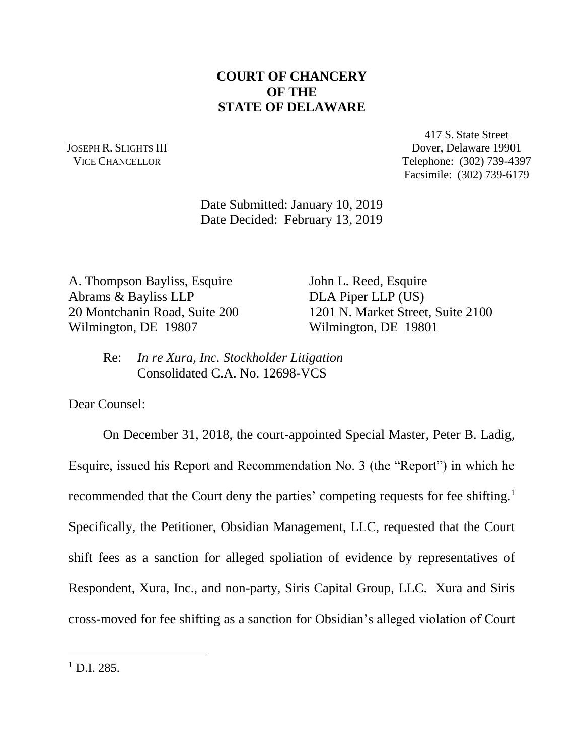**COURT OF CHANCERY**
**OF THE**
**STATE OF DELAWARE**

JOSEPH R. SLIGHTS III
VICE CHANCELLOR

417 S. State Street
Dover, Delaware 19901
Telephone: (302) 739-4397
Facsimile: (302) 739-6179

Date Submitted: January 10, 2019
Date Decided: February 13, 2019

A. Thompson Bayliss, Esquire
Abrams & Bayliss LLP
20 Montchanin Road, Suite 200
Wilmington, DE 19807

John L. Reed, Esquire
DLA Piper LLP (US)
1201 N. Market Street, Suite 2100
Wilmington, DE 19801

Re: *In re Xura, Inc. Stockholder Litigation*
Consolidated C.A. No. 12698-VCS

Dear Counsel:

On December 31, 2018, the court-appointed Special Master, Peter B. Ladig, Esquire, issued his Report and Recommendation No. 3 (the "Report") in which he recommended that the Court deny the parties' competing requests for fee shifting.[1] Specifically, the Petitioner, Obsidian Management, LLC, requested that the Court shift fees as a sanction for alleged spoliation of evidence by representatives of Respondent, Xura, Inc., and non-party, Siris Capital Group, LLC. Xura and Siris cross-moved for fee shifting as a sanction for Obsidian's alleged violation of Court

[1] D.I. 285.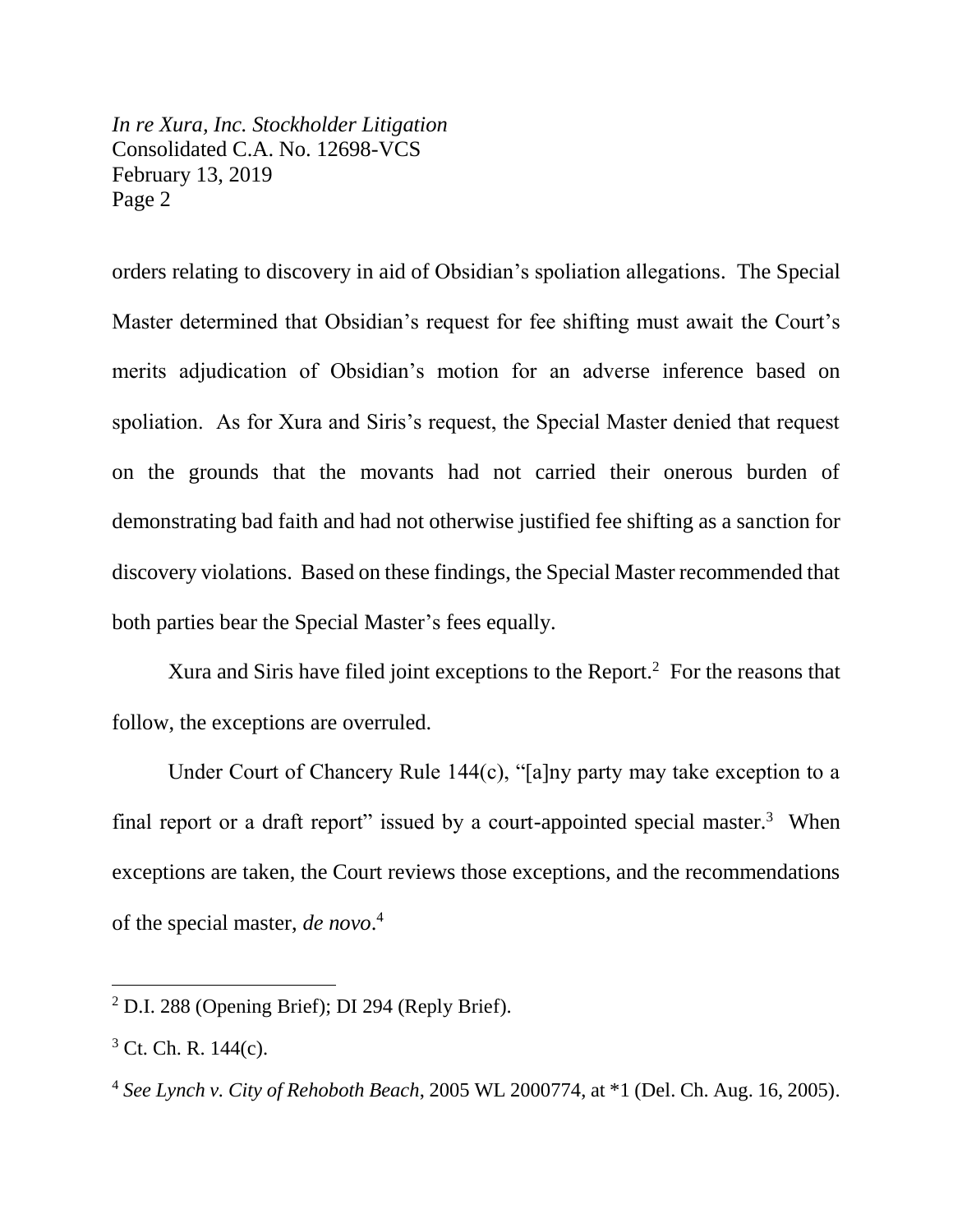orders relating to discovery in aid of Obsidian's spoliation allegations. The Special Master determined that Obsidian's request for fee shifting must await the Court's merits adjudication of Obsidian's motion for an adverse inference based on spoliation. As for Xura and Siris's request, the Special Master denied that request on the grounds that the movants had not carried their onerous burden of demonstrating bad faith and had not otherwise justified fee shifting as a sanction for discovery violations. Based on these findings, the Special Master recommended that both parties bear the Special Master's fees equally.

Xura and Siris have filed joint exceptions to the Report.[2] For the reasons that follow, the exceptions are overruled.

Under Court of Chancery Rule 144(c), "[a]ny party may take exception to a final report or a draft report" issued by a court-appointed special master.[3] When exceptions are taken, the Court reviews those exceptions, and the recommendations of the special master, *de novo*.[4]

---

[2] D.I. 288 (Opening Brief); DI 294 (Reply Brief).

[3] Ct. Ch. R. 144(c).

[4] *See Lynch v. City of Rehoboth Beach*, 2005 WL 2000774, at *1 (Del. Ch. Aug. 16, 2005).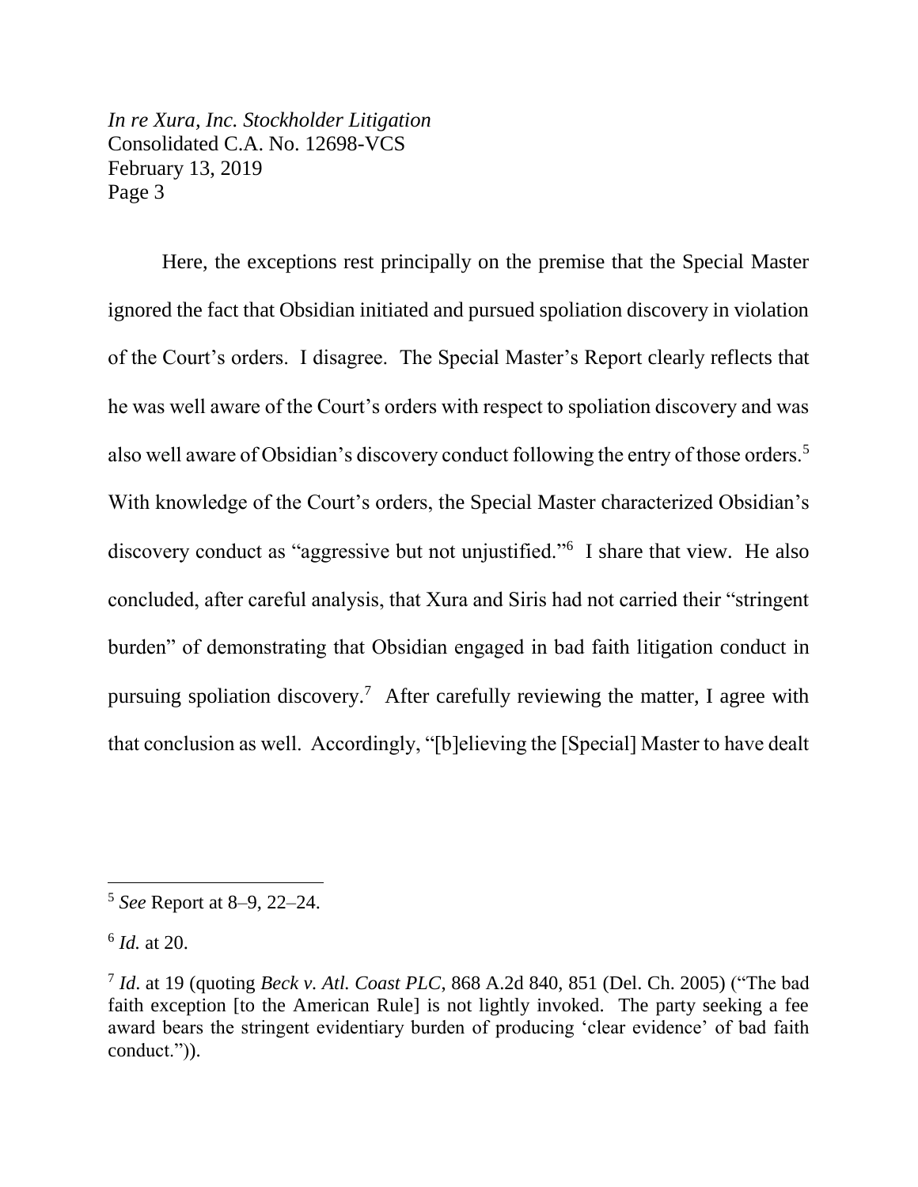Here, the exceptions rest principally on the premise that the Special Master ignored the fact that Obsidian initiated and pursued spoliation discovery in violation of the Court's orders. I disagree. The Special Master's Report clearly reflects that he was well aware of the Court's orders with respect to spoliation discovery and was also well aware of Obsidian's discovery conduct following the entry of those orders.[5] With knowledge of the Court's orders, the Special Master characterized Obsidian's discovery conduct as "aggressive but not unjustified."[6] I share that view. He also concluded, after careful analysis, that Xura and Siris had not carried their "stringent burden" of demonstrating that Obsidian engaged in bad faith litigation conduct in pursuing spoliation discovery.[7] After carefully reviewing the matter, I agree with that conclusion as well. Accordingly, "[b]elieving the [Special] Master to have dealt

---

[5] *See* Report at 8–9, 22–24.

[6] *Id.* at 20.

[7] *Id*. at 19 (quoting *Beck v. Atl. Coast PLC*, 868 A.2d 840, 851 (Del. Ch. 2005) ("The bad faith exception [to the American Rule] is not lightly invoked. The party seeking a fee award bears the stringent evidentiary burden of producing 'clear evidence' of bad faith conduct.")).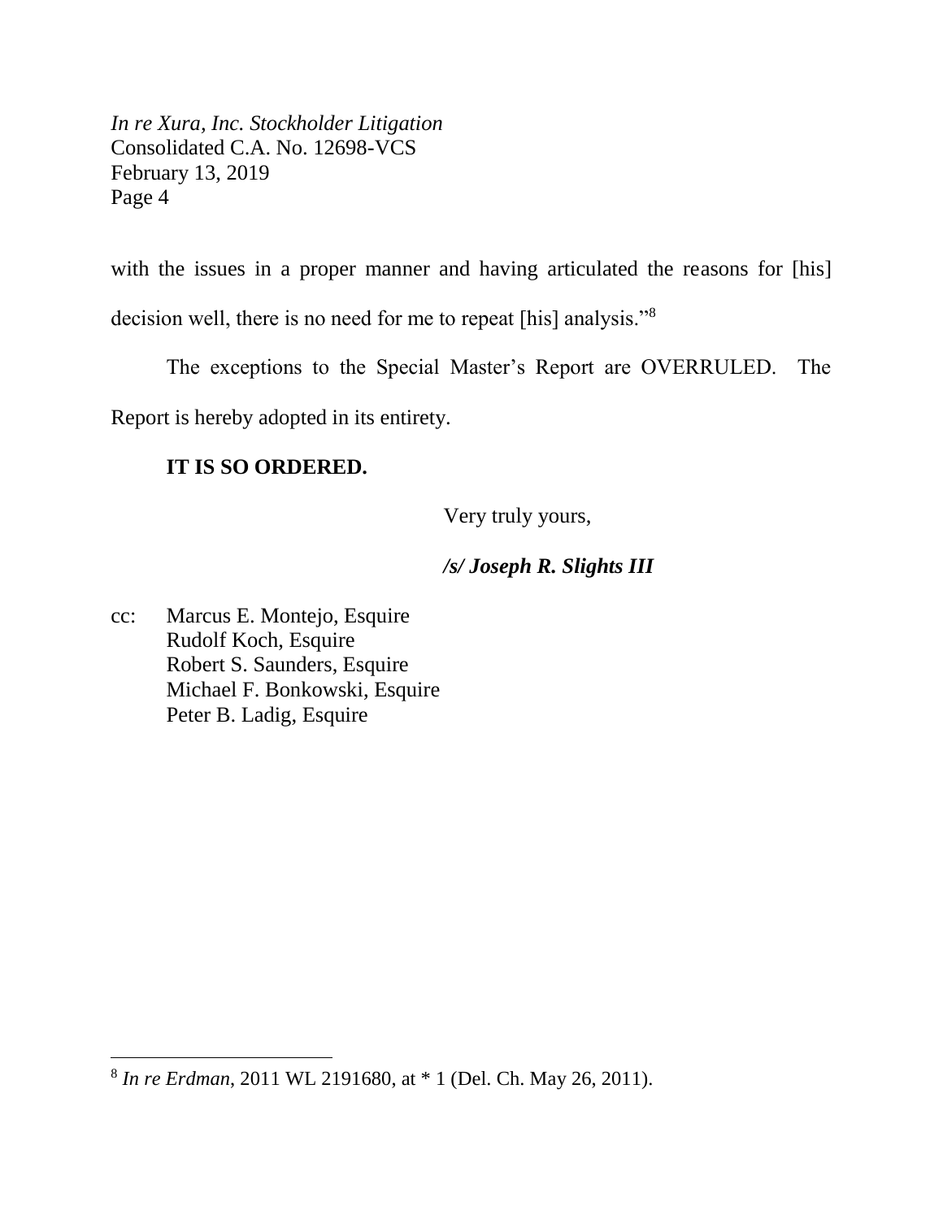with the issues in a proper manner and having articulated the reasons for [his] decision well, there is no need for me to repeat [his] analysis."[8]

The exceptions to the Special Master's Report are OVERRULED. The Report is hereby adopted in its entirety.

**IT IS SO ORDERED.**

Very truly yours,

***/s/ Joseph R. Slights III***

cc: Marcus E. Montejo, Esquire
Rudolf Koch, Esquire
Robert S. Saunders, Esquire
Michael F. Bonkowski, Esquire
Peter B. Ladig, Esquire

---

[8] *In re Erdman*, 2011 WL 2191680, at * 1 (Del. Ch. May 26, 2011).